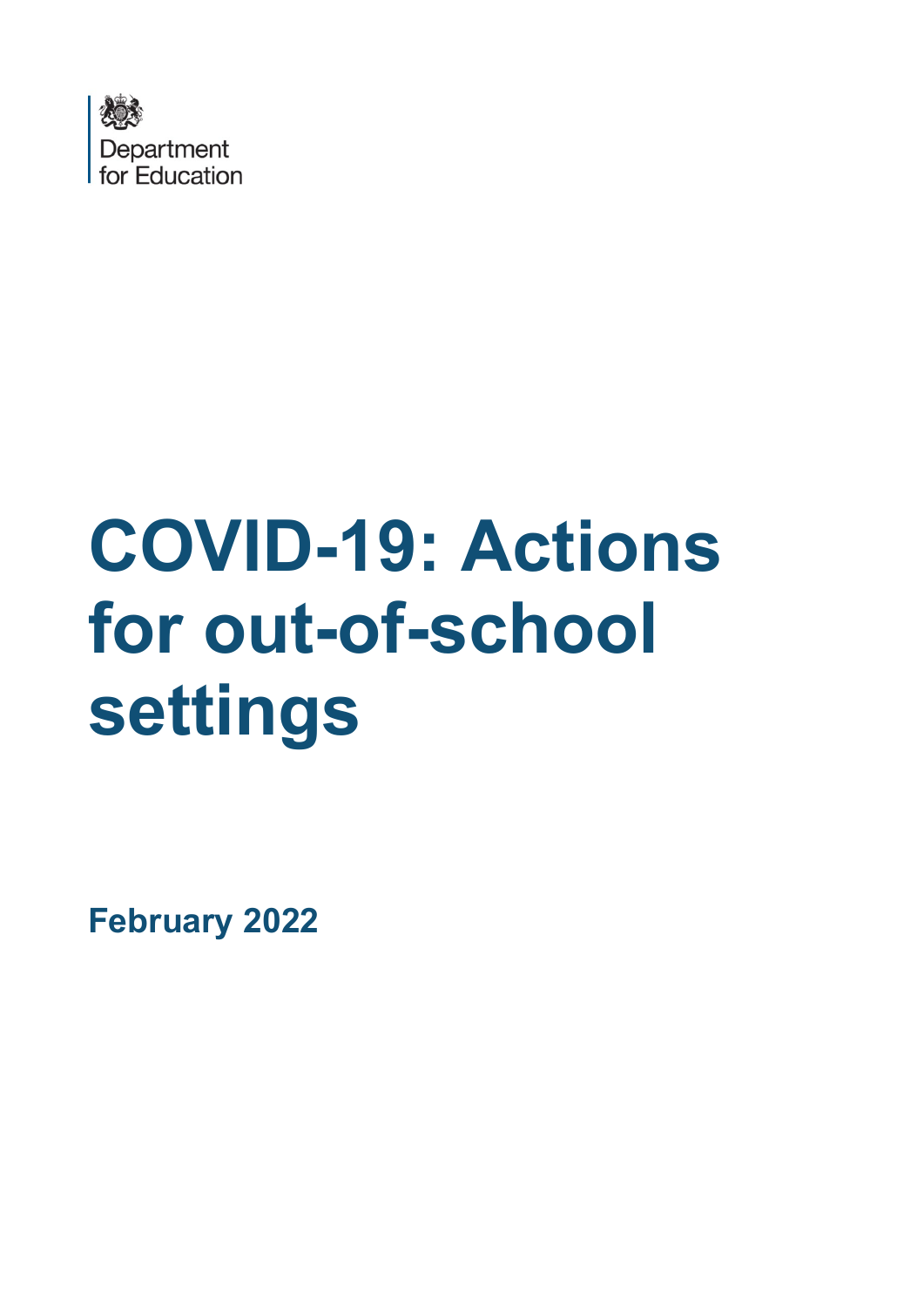Department for Education

# COVID-19: Actions for out-of-school settings

**February 2022**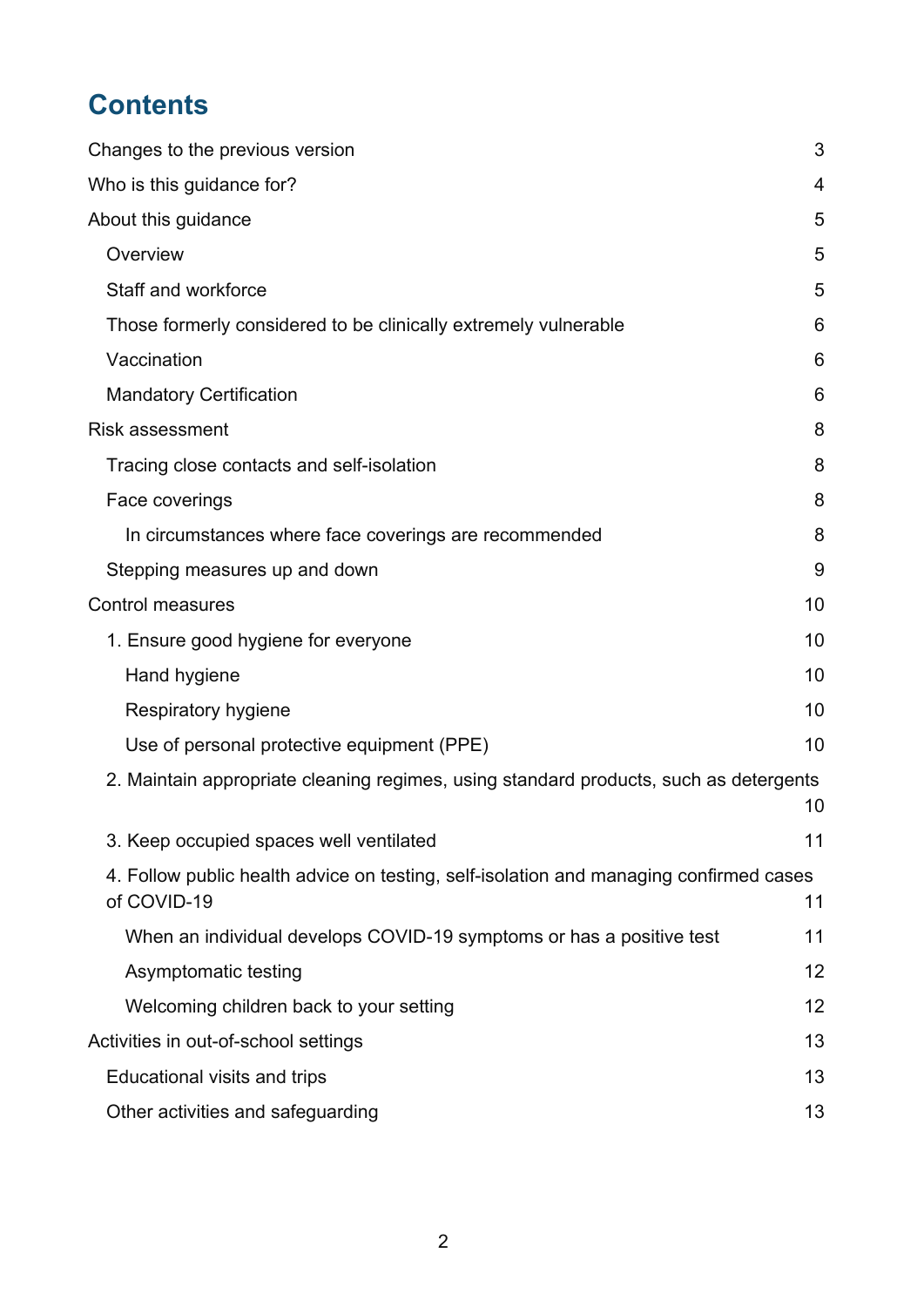# Contents

| | |
|---|---|
| Changes to the previous version | 3 |
| Who is this guidance for? | 4 |
| About this guidance | 5 |
| Overview | 5 |
| Staff and workforce | 5 |
| Those formerly considered to be clinically extremely vulnerable | 6 |
| Vaccination | 6 |
| Mandatory Certification | 6 |
| Risk assessment | 8 |
| Tracing close contacts and self-isolation | 8 |
| Face coverings | 8 |
| In circumstances where face coverings are recommended | 8 |
| Stepping measures up and down | 9 |
| Control measures | 10 |
| 1. Ensure good hygiene for everyone | 10 |
| Hand hygiene | 10 |
| Respiratory hygiene | 10 |
| Use of personal protective equipment (PPE) | 10 |
| 2. Maintain appropriate cleaning regimes, using standard products, such as detergents | 10 |
| 3. Keep occupied spaces well ventilated | 11 |
| 4. Follow public health advice on testing, self-isolation and managing confirmed cases of COVID-19 | 11 |
| When an individual develops COVID-19 symptoms or has a positive test | 11 |
| Asymptomatic testing | 12 |
| Welcoming children back to your setting | 12 |
| Activities in out-of-school settings | 13 |
| Educational visits and trips | 13 |
| Other activities and safeguarding | 13 |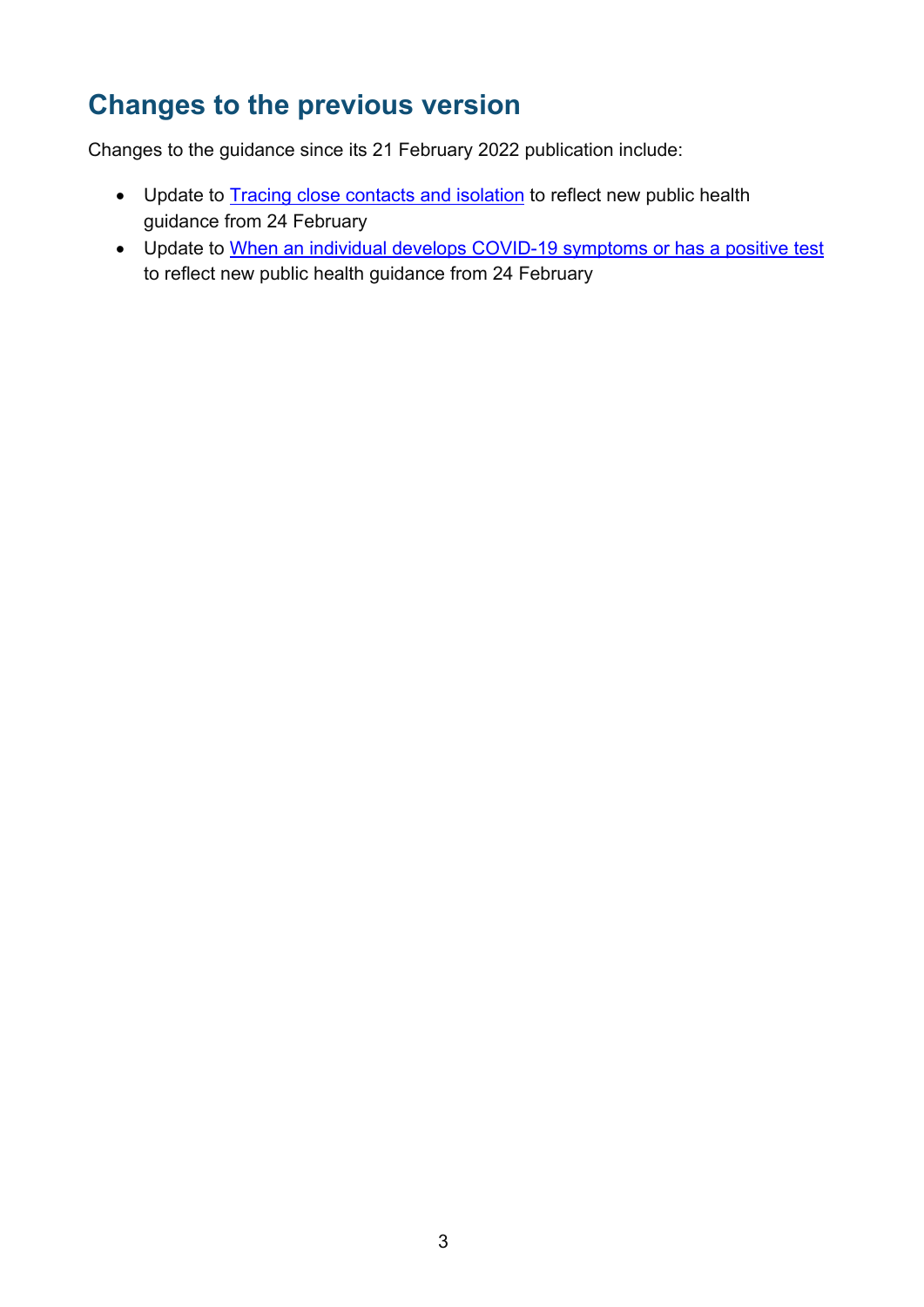## Changes to the previous version

Changes to the guidance since its 21 February 2022 publication include:

- Update to Tracing close contacts and isolation to reflect new public health guidance from 24 February
- Update to When an individual develops COVID-19 symptoms or has a positive test to reflect new public health guidance from 24 February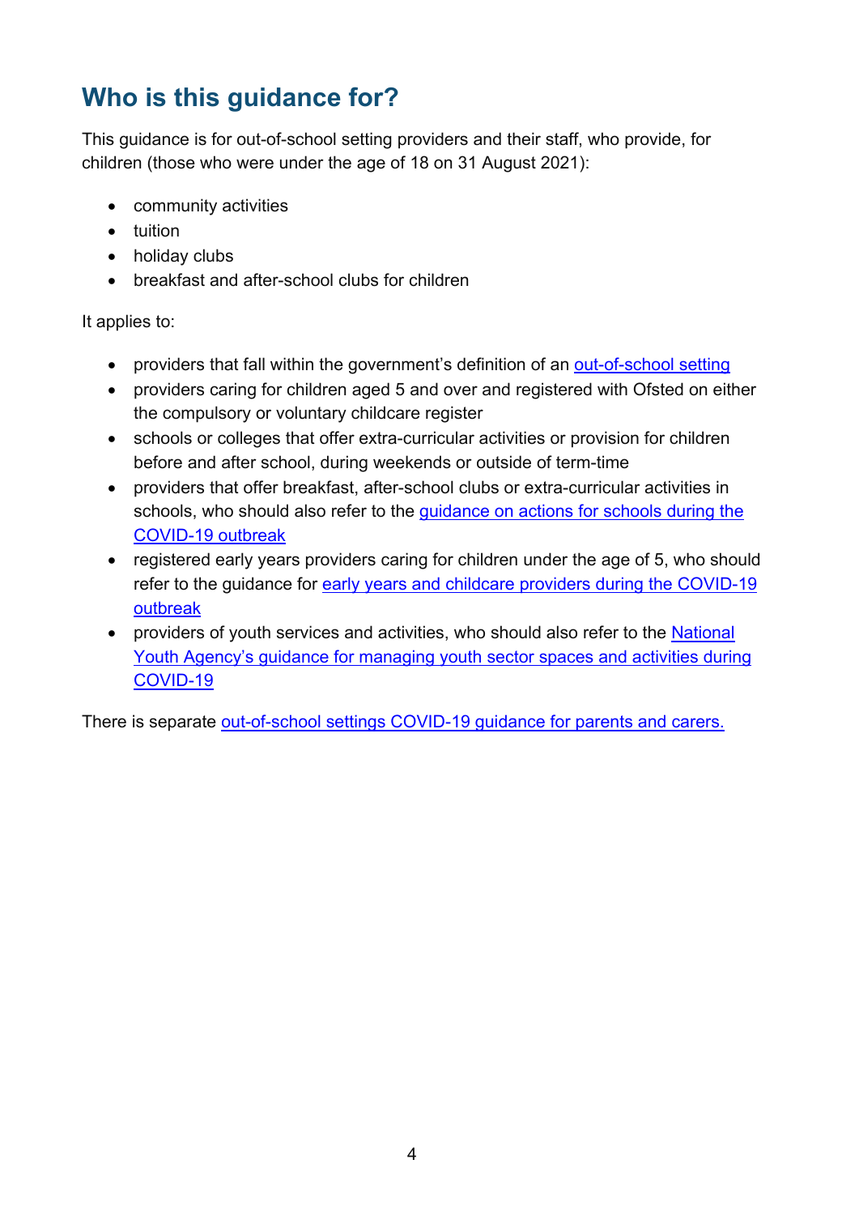## Who is this guidance for?

This guidance is for out-of-school setting providers and their staff, who provide, for children (those who were under the age of 18 on 31 August 2021):

- community activities
- tuition
- holiday clubs
- breakfast and after-school clubs for children

It applies to:

- providers that fall within the government's definition of an out-of-school setting
- providers caring for children aged 5 and over and registered with Ofsted on either the compulsory or voluntary childcare register
- schools or colleges that offer extra-curricular activities or provision for children before and after school, during weekends or outside of term-time
- providers that offer breakfast, after-school clubs or extra-curricular activities in schools, who should also refer to the guidance on actions for schools during the COVID-19 outbreak
- registered early years providers caring for children under the age of 5, who should refer to the guidance for early years and childcare providers during the COVID-19 outbreak
- providers of youth services and activities, who should also refer to the National Youth Agency's guidance for managing youth sector spaces and activities during COVID-19

There is separate out-of-school settings COVID-19 guidance for parents and carers.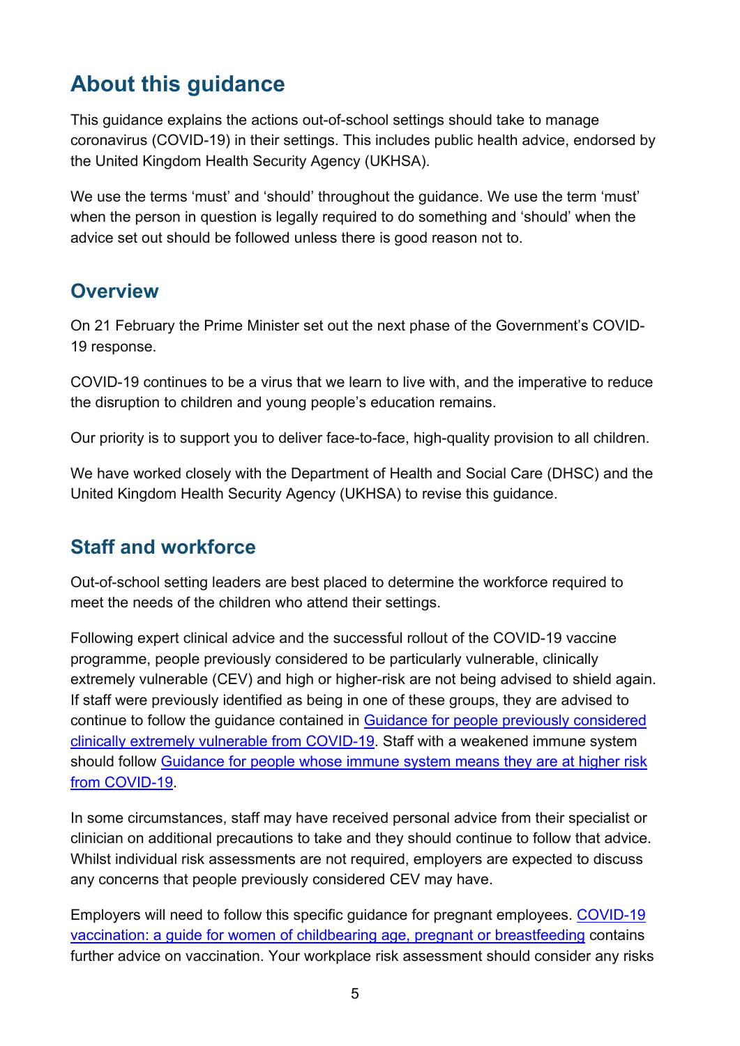## About this guidance

This guidance explains the actions out-of-school settings should take to manage coronavirus (COVID-19) in their settings. This includes public health advice, endorsed by the United Kingdom Health Security Agency (UKHSA).

We use the terms 'must' and 'should' throughout the guidance. We use the term 'must' when the person in question is legally required to do something and 'should' when the advice set out should be followed unless there is good reason not to.

## Overview

On 21 February the Prime Minister set out the next phase of the Government's COVID-19 response.

COVID-19 continues to be a virus that we learn to live with, and the imperative to reduce the disruption to children and young people's education remains.

Our priority is to support you to deliver face-to-face, high-quality provision to all children.

We have worked closely with the Department of Health and Social Care (DHSC) and the United Kingdom Health Security Agency (UKHSA) to revise this guidance.

## Staff and workforce

Out-of-school setting leaders are best placed to determine the workforce required to meet the needs of the children who attend their settings.

Following expert clinical advice and the successful rollout of the COVID-19 vaccine programme, people previously considered to be particularly vulnerable, clinically extremely vulnerable (CEV) and high or higher-risk are not being advised to shield again. If staff were previously identified as being in one of these groups, they are advised to continue to follow the guidance contained in [Guidance for people previously considered clinically extremely vulnerable from COVID-19](). Staff with a weakened immune system should follow [Guidance for people whose immune system means they are at higher risk from COVID-19]().

In some circumstances, staff may have received personal advice from their specialist or clinician on additional precautions to take and they should continue to follow that advice. Whilst individual risk assessments are not required, employers are expected to discuss any concerns that people previously considered CEV may have.

Employers will need to follow this specific guidance for pregnant employees. [COVID-19 vaccination: a guide for women of childbearing age, pregnant or breastfeeding]() contains further advice on vaccination. Your workplace risk assessment should consider any risks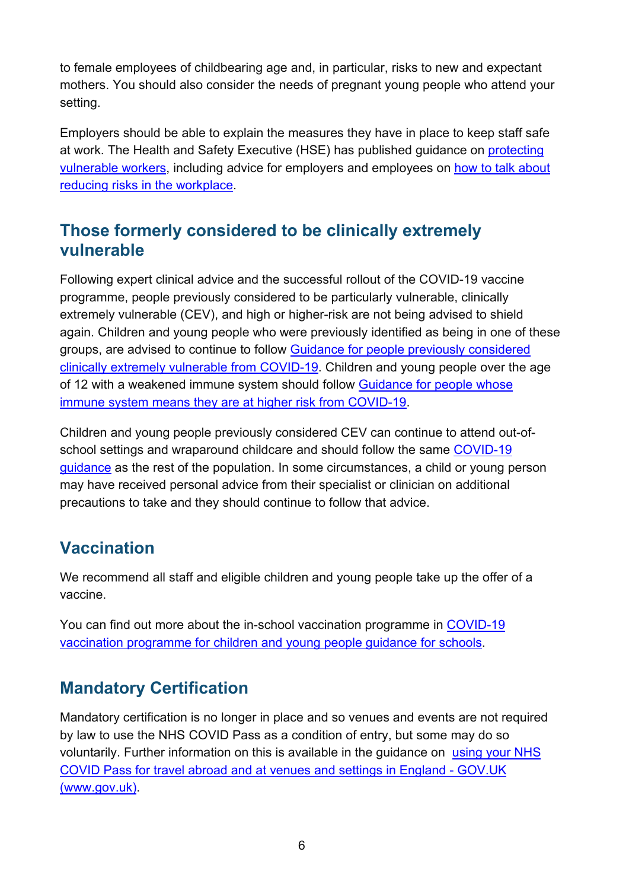to female employees of childbearing age and, in particular, risks to new and expectant mothers. You should also consider the needs of pregnant young people who attend your setting.

Employers should be able to explain the measures they have in place to keep staff safe at work. The Health and Safety Executive (HSE) has published guidance on [protecting vulnerable workers](), including advice for employers and employees on [how to talk about reducing risks in the workplace]().

## Those formerly considered to be clinically extremely vulnerable

Following expert clinical advice and the successful rollout of the COVID-19 vaccine programme, people previously considered to be particularly vulnerable, clinically extremely vulnerable (CEV), and high or higher-risk are not being advised to shield again. Children and young people who were previously identified as being in one of these groups, are advised to continue to follow [Guidance for people previously considered clinically extremely vulnerable from COVID-19](). Children and young people over the age of 12 with a weakened immune system should follow [Guidance for people whose immune system means they are at higher risk from COVID-19]().

Children and young people previously considered CEV can continue to attend out-of-school settings and wraparound childcare and should follow the same [COVID-19 guidance]() as the rest of the population. In some circumstances, a child or young person may have received personal advice from their specialist or clinician on additional precautions to take and they should continue to follow that advice.

## Vaccination

We recommend all staff and eligible children and young people take up the offer of a vaccine.

You can find out more about the in-school vaccination programme in [COVID-19 vaccination programme for children and young people guidance for schools]().

## Mandatory Certification

Mandatory certification is no longer in place and so venues and events are not required by law to use the NHS COVID Pass as a condition of entry, but some may do so voluntarily. Further information on this is available in the guidance on [using your NHS COVID Pass for travel abroad and at venues and settings in England - GOV.UK (www.gov.uk)]().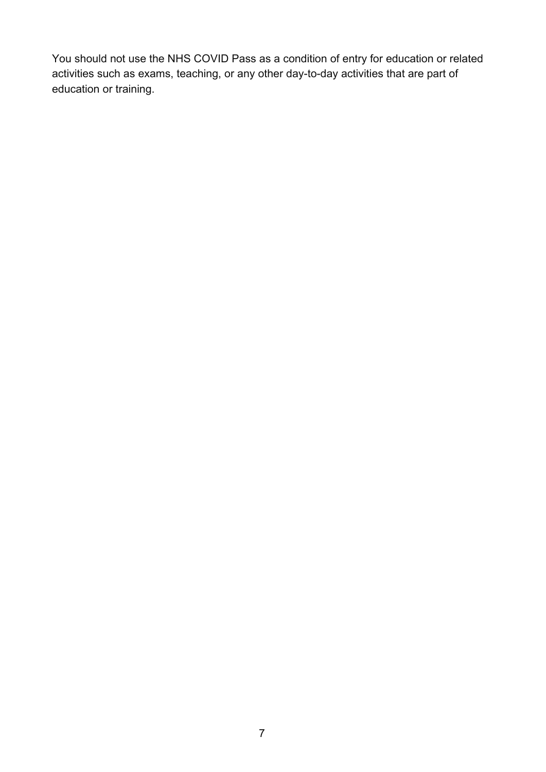You should not use the NHS COVID Pass as a condition of entry for education or related activities such as exams, teaching, or any other day-to-day activities that are part of education or training.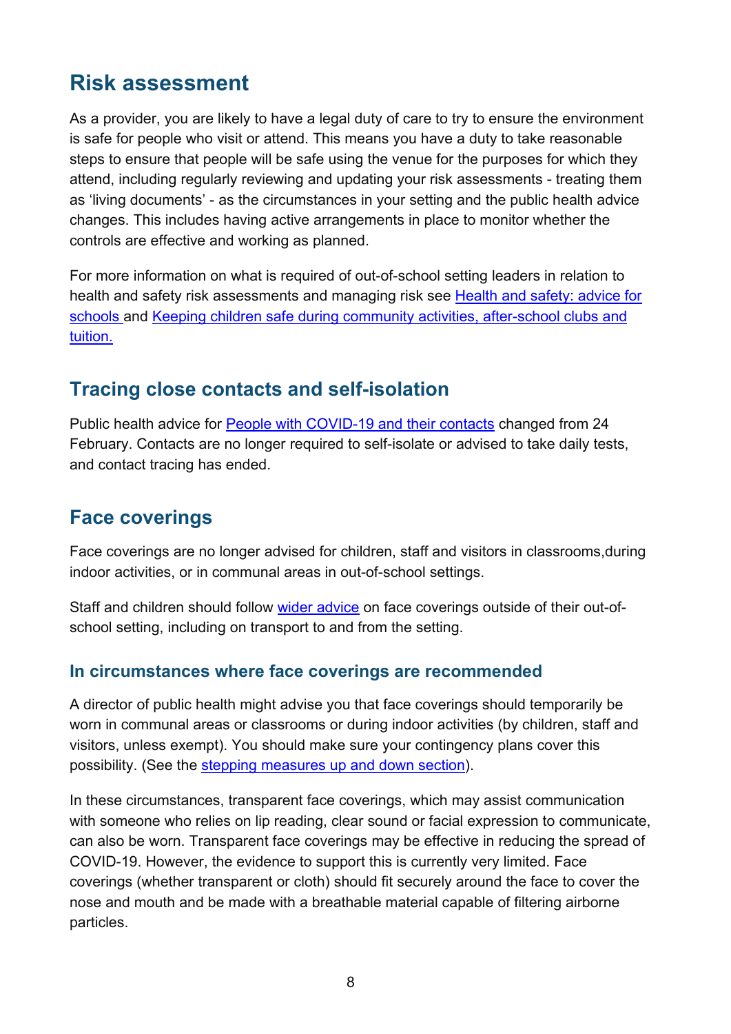## Risk assessment

As a provider, you are likely to have a legal duty of care to try to ensure the environment is safe for people who visit or attend. This means you have a duty to take reasonable steps to ensure that people will be safe using the venue for the purposes for which they attend, including regularly reviewing and updating your risk assessments - treating them as 'living documents' - as the circumstances in your setting and the public health advice changes. This includes having active arrangements in place to monitor whether the controls are effective and working as planned.

For more information on what is required of out-of-school setting leaders in relation to health and safety risk assessments and managing risk see [Health and safety: advice for schools](#) and [Keeping children safe during community activities, after-school clubs and tuition.](#)

## Tracing close contacts and self-isolation

Public health advice for [People with COVID-19 and their contacts](#) changed from 24 February. Contacts are no longer required to self-isolate or advised to take daily tests, and contact tracing has ended.

## Face coverings

Face coverings are no longer advised for children, staff and visitors in classrooms,during indoor activities, or in communal areas in out-of-school settings.

Staff and children should follow [wider advice](#) on face coverings outside of their out-of-school setting, including on transport to and from the setting.

### In circumstances where face coverings are recommended

A director of public health might advise you that face coverings should temporarily be worn in communal areas or classrooms or during indoor activities (by children, staff and visitors, unless exempt). You should make sure your contingency plans cover this possibility. (See the [stepping measures up and down section](#)).

In these circumstances, transparent face coverings, which may assist communication with someone who relies on lip reading, clear sound or facial expression to communicate, can also be worn. Transparent face coverings may be effective in reducing the spread of COVID-19. However, the evidence to support this is currently very limited. Face coverings (whether transparent or cloth) should fit securely around the face to cover the nose and mouth and be made with a breathable material capable of filtering airborne particles.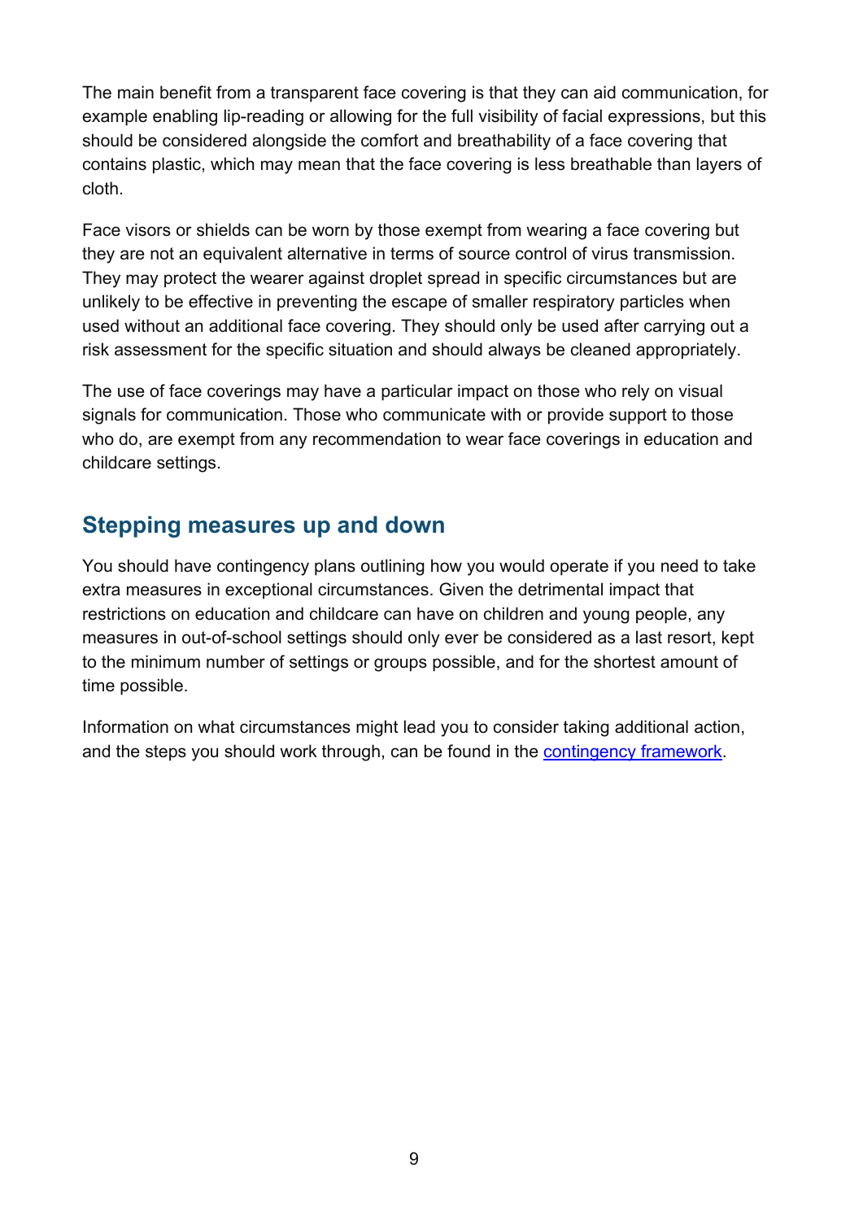The main benefit from a transparent face covering is that they can aid communication, for example enabling lip-reading or allowing for the full visibility of facial expressions, but this should be considered alongside the comfort and breathability of a face covering that contains plastic, which may mean that the face covering is less breathable than layers of cloth.

Face visors or shields can be worn by those exempt from wearing a face covering but they are not an equivalent alternative in terms of source control of virus transmission. They may protect the wearer against droplet spread in specific circumstances but are unlikely to be effective in preventing the escape of smaller respiratory particles when used without an additional face covering. They should only be used after carrying out a risk assessment for the specific situation and should always be cleaned appropriately.

The use of face coverings may have a particular impact on those who rely on visual signals for communication. Those who communicate with or provide support to those who do, are exempt from any recommendation to wear face coverings in education and childcare settings.

## Stepping measures up and down

You should have contingency plans outlining how you would operate if you need to take extra measures in exceptional circumstances. Given the detrimental impact that restrictions on education and childcare can have on children and young people, any measures in out-of-school settings should only ever be considered as a last resort, kept to the minimum number of settings or groups possible, and for the shortest amount of time possible.

Information on what circumstances might lead you to consider taking additional action, and the steps you should work through, can be found in the [contingency framework](contingency framework).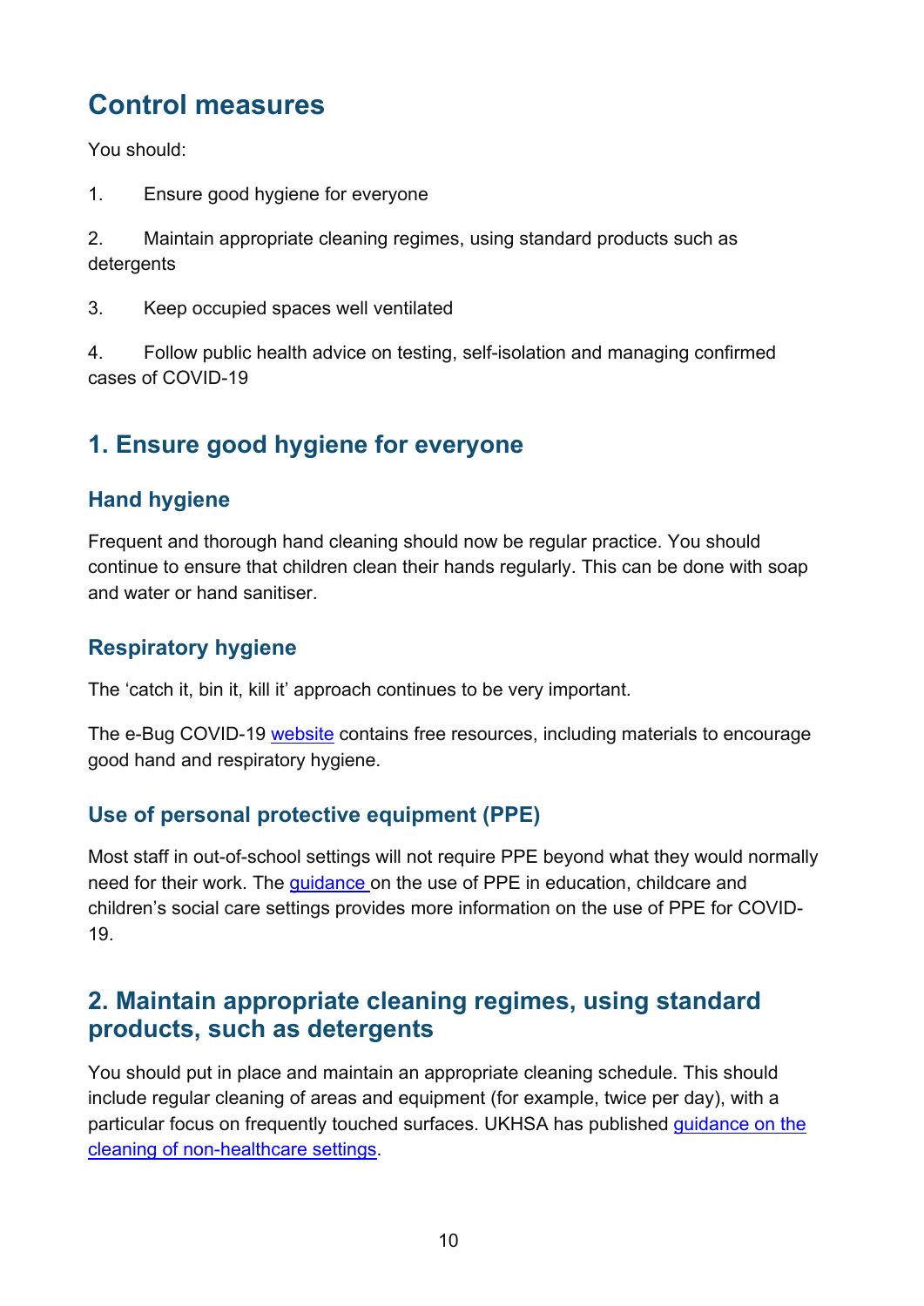# Control measures

You should:

1. Ensure good hygiene for everyone

2. Maintain appropriate cleaning regimes, using standard products such as detergents

3. Keep occupied spaces well ventilated

4. Follow public health advice on testing, self-isolation and managing confirmed cases of COVID-19

## 1. Ensure good hygiene for everyone

### Hand hygiene

Frequent and thorough hand cleaning should now be regular practice. You should continue to ensure that children clean their hands regularly. This can be done with soap and water or hand sanitiser.

### Respiratory hygiene

The 'catch it, bin it, kill it' approach continues to be very important.

The e-Bug COVID-19 website contains free resources, including materials to encourage good hand and respiratory hygiene.

### Use of personal protective equipment (PPE)

Most staff in out-of-school settings will not require PPE beyond what they would normally need for their work. The guidance on the use of PPE in education, childcare and children's social care settings provides more information on the use of PPE for COVID-19.

## 2. Maintain appropriate cleaning regimes, using standard products, such as detergents

You should put in place and maintain an appropriate cleaning schedule. This should include regular cleaning of areas and equipment (for example, twice per day), with a particular focus on frequently touched surfaces. UKHSA has published guidance on the cleaning of non-healthcare settings.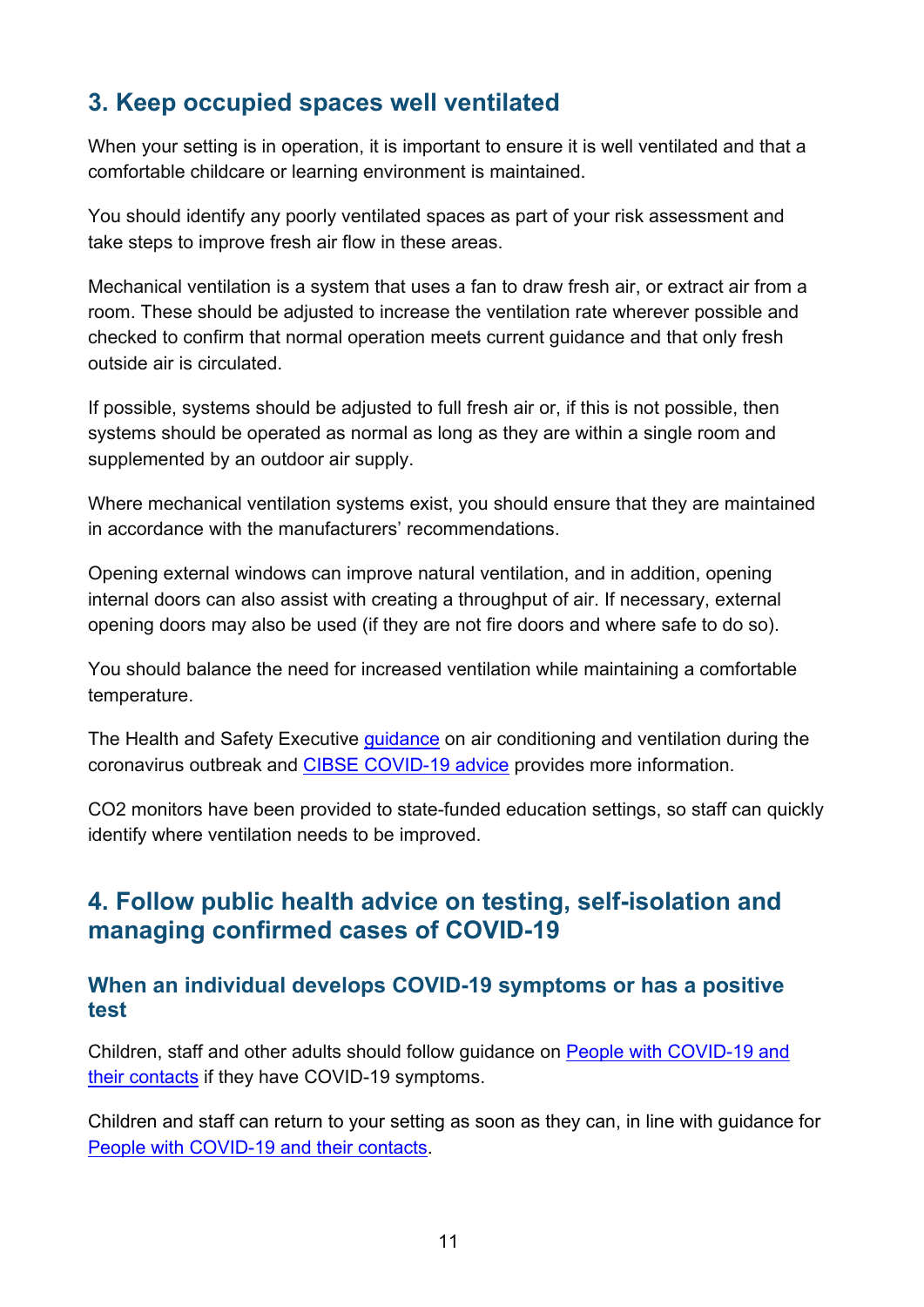## 3. Keep occupied spaces well ventilated

When your setting is in operation, it is important to ensure it is well ventilated and that a comfortable childcare or learning environment is maintained.

You should identify any poorly ventilated spaces as part of your risk assessment and take steps to improve fresh air flow in these areas.

Mechanical ventilation is a system that uses a fan to draw fresh air, or extract air from a room. These should be adjusted to increase the ventilation rate wherever possible and checked to confirm that normal operation meets current guidance and that only fresh outside air is circulated.

If possible, systems should be adjusted to full fresh air or, if this is not possible, then systems should be operated as normal as long as they are within a single room and supplemented by an outdoor air supply.

Where mechanical ventilation systems exist, you should ensure that they are maintained in accordance with the manufacturers' recommendations.

Opening external windows can improve natural ventilation, and in addition, opening internal doors can also assist with creating a throughput of air. If necessary, external opening doors may also be used (if they are not fire doors and where safe to do so).

You should balance the need for increased ventilation while maintaining a comfortable temperature.

The Health and Safety Executive guidance on air conditioning and ventilation during the coronavirus outbreak and CIBSE COVID-19 advice provides more information.

$CO_2$ monitors have been provided to state-funded education settings, so staff can quickly identify where ventilation needs to be improved.

## 4. Follow public health advice on testing, self-isolation and managing confirmed cases of COVID-19

### When an individual develops COVID-19 symptoms or has a positive test

Children, staff and other adults should follow guidance on People with COVID-19 and their contacts if they have COVID-19 symptoms.

Children and staff can return to your setting as soon as they can, in line with guidance for People with COVID-19 and their contacts.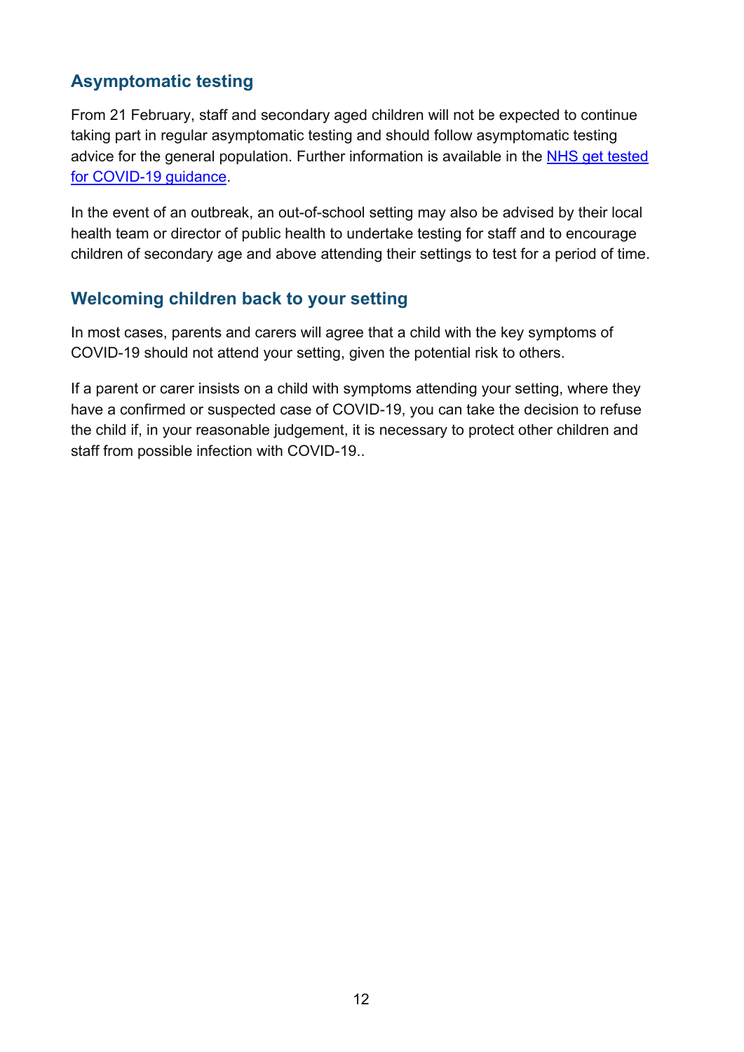## Asymptomatic testing

From 21 February, staff and secondary aged children will not be expected to continue taking part in regular asymptomatic testing and should follow asymptomatic testing advice for the general population. Further information is available in the [NHS get tested for COVID-19 guidance](#).

In the event of an outbreak, an out-of-school setting may also be advised by their local health team or director of public health to undertake testing for staff and to encourage children of secondary age and above attending their settings to test for a period of time.

## Welcoming children back to your setting

In most cases, parents and carers will agree that a child with the key symptoms of COVID-19 should not attend your setting, given the potential risk to others.

If a parent or carer insists on a child with symptoms attending your setting, where they have a confirmed or suspected case of COVID-19, you can take the decision to refuse the child if, in your reasonable judgement, it is necessary to protect other children and staff from possible infection with COVID-19..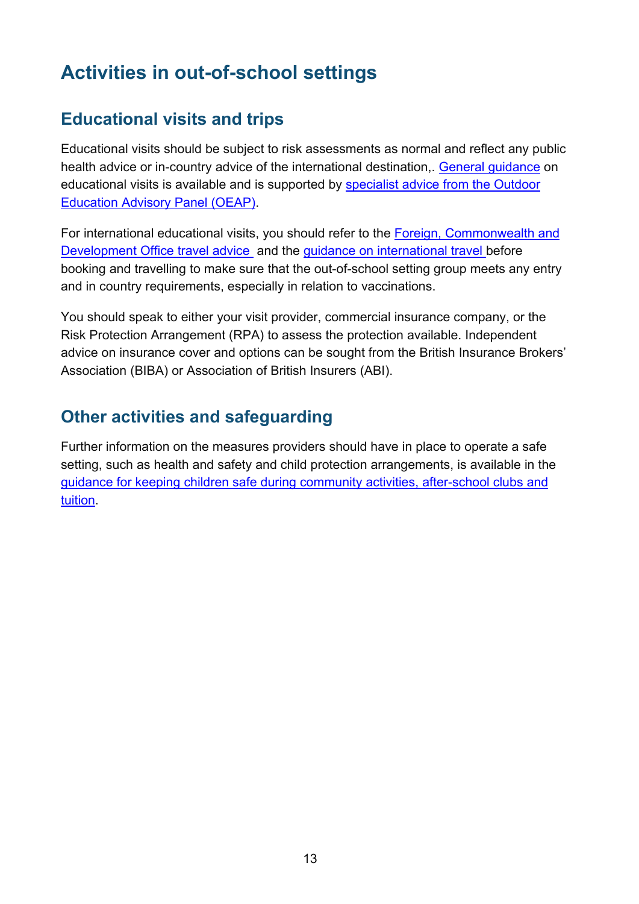# Activities in out-of-school settings

## Educational visits and trips

Educational visits should be subject to risk assessments as normal and reflect any public health advice or in-country advice of the international destination,. General guidance on educational visits is available and is supported by specialist advice from the Outdoor Education Advisory Panel (OEAP).

For international educational visits, you should refer to the Foreign, Commonwealth and Development Office travel advice and the guidance on international travel before booking and travelling to make sure that the out-of-school setting group meets any entry and in country requirements, especially in relation to vaccinations.

You should speak to either your visit provider, commercial insurance company, or the Risk Protection Arrangement (RPA) to assess the protection available. Independent advice on insurance cover and options can be sought from the British Insurance Brokers' Association (BIBA) or Association of British Insurers (ABI).

## Other activities and safeguarding

Further information on the measures providers should have in place to operate a safe setting, such as health and safety and child protection arrangements, is available in the guidance for keeping children safe during community activities, after-school clubs and tuition.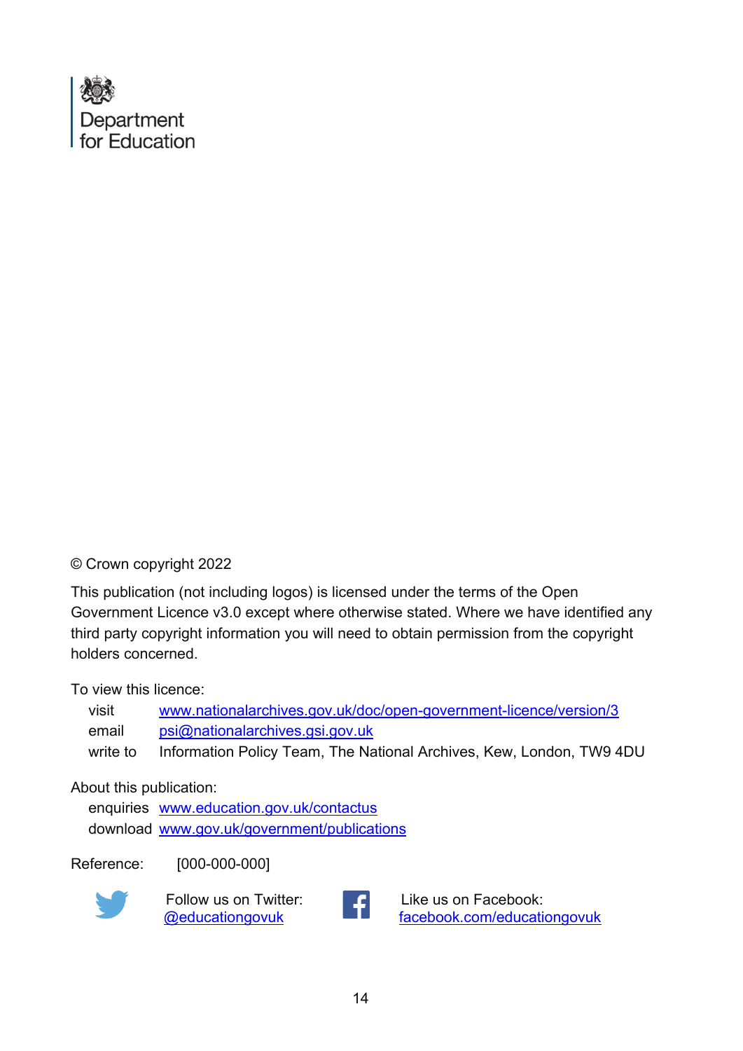Department for Education

© Crown copyright 2022

This publication (not including logos) is licensed under the terms of the Open Government Licence v3.0 except where otherwise stated. Where we have identified any third party copyright information you will need to obtain permission from the copyright holders concerned.

To view this licence:

visit www.nationalarchives.gov.uk/doc/open-government-licence/version/3
email psi@nationalarchives.gsi.gov.uk
write to Information Policy Team, The National Archives, Kew, London, TW9 4DU

About this publication:

enquiries www.education.gov.uk/contactus
download www.gov.uk/government/publications

Reference: [000-000-000]

Follow us on Twitter: @educationgovuk

Like us on Facebook: facebook.com/educationgovuk